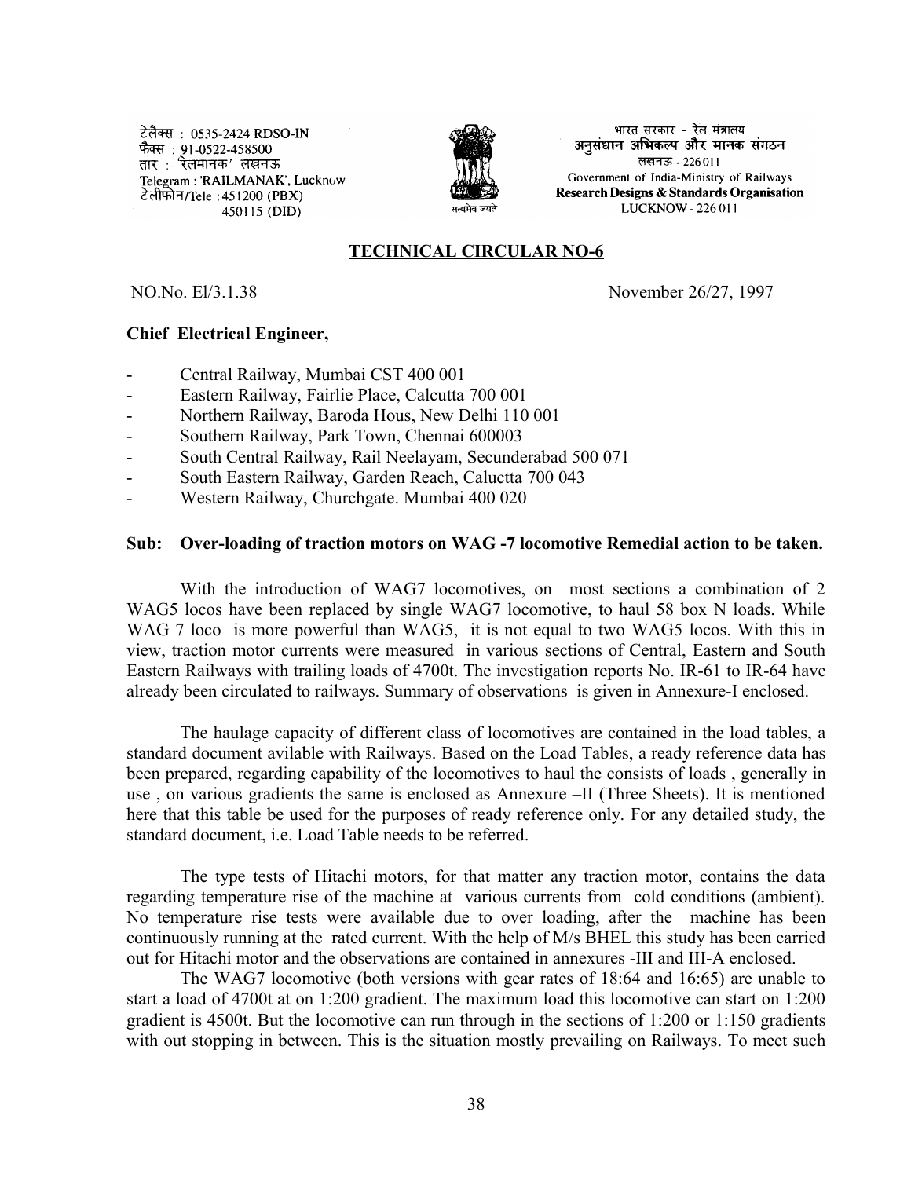टेलैक्स : 0535-2424 RDSO-IN
फैक्स : 91-0522-458500
तार : 'रेलमानक' लखनऊ
Telegram : 'RAILMANAK', Lucknow
टेलीफोन/Tele : 451200 (PBX)
450115 (DID)

भारत सरकार - रेल मंत्रालय
अनुसंधान अभिकल्प और मानक संगठन
लखनऊ - 226011
Government of India-Ministry of Railways
**Research Designs & Standards Organisation**
LUCKNOW - 226 011

## TECHNICAL CIRCULAR NO-6

NO.No. El/3.1.38 November 26/27, 1997

**Chief Electrical Engineer,**

- Central Railway, Mumbai CST 400 001
- Eastern Railway, Fairlie Place, Calcutta 700 001
- Northern Railway, Baroda Hous, New Delhi 110 001
- Southern Railway, Park Town, Chennai 600003
- South Central Railway, Rail Neelayam, Secunderabad 500 071
- South Eastern Railway, Garden Reach, Caluctta 700 043
- Western Railway, Churchgate. Mumbai 400 020

**Sub: Over-loading of traction motors on WAG -7 locomotive Remedial action to be taken.**

With the introduction of WAG7 locomotives, on most sections a combination of 2 WAG5 locos have been replaced by single WAG7 locomotive, to haul 58 box N loads. While WAG 7 loco is more powerful than WAG5, it is not equal to two WAG5 locos. With this in view, traction motor currents were measured in various sections of Central, Eastern and South Eastern Railways with trailing loads of 4700t. The investigation reports No. IR-61 to IR-64 have already been circulated to railways. Summary of observations is given in Annexure-I enclosed.

The haulage capacity of different class of locomotives are contained in the load tables, a standard document avilable with Railways. Based on the Load Tables, a ready reference data has been prepared, regarding capability of the locomotives to haul the consists of loads , generally in use , on various gradients the same is enclosed as Annexure –II (Three Sheets). It is mentioned here that this table be used for the purposes of ready reference only. For any detailed study, the standard document, i.e. Load Table needs to be referred.

The type tests of Hitachi motors, for that matter any traction motor, contains the data regarding temperature rise of the machine at various currents from cold conditions (ambient). No temperature rise tests were available due to over loading, after the machine has been continuously running at the rated current. With the help of M/s BHEL this study has been carried out for Hitachi motor and the observations are contained in annexures -III and III-A enclosed.

The WAG7 locomotive (both versions with gear rates of 18:64 and 16:65) are unable to start a load of 4700t at on 1:200 gradient. The maximum load this locomotive can start on 1:200 gradient is 4500t. But the locomotive can run through in the sections of 1:200 or 1:150 gradients with out stopping in between. This is the situation mostly prevailing on Railways. To meet such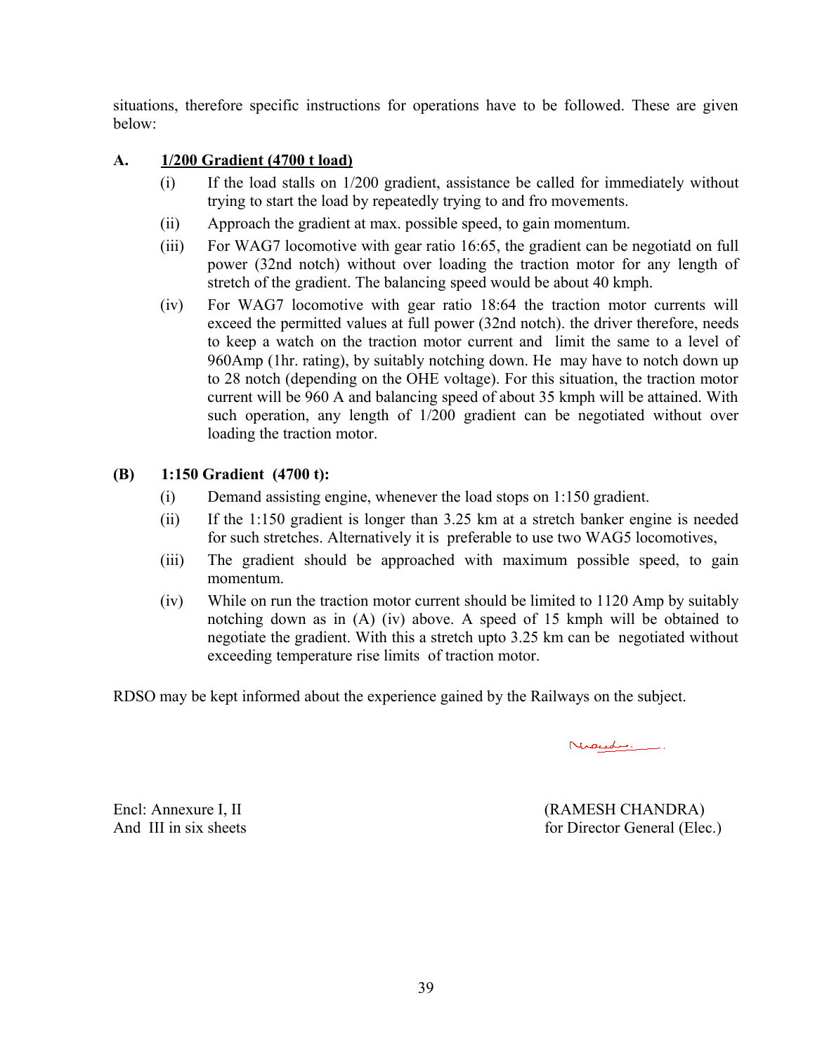situations, therefore specific instructions for operations have to be followed. These are given below:

**A. <u>1/200 Gradient (4700 t load)</u>**

(i) If the load stalls on 1/200 gradient, assistance be called for immediately without trying to start the load by repeatedly trying to and fro movements.

(ii) Approach the gradient at max. possible speed, to gain momentum.

(iii) For WAG7 locomotive with gear ratio 16:65, the gradient can be negotiatd on full power (32nd notch) without over loading the traction motor for any length of stretch of the gradient. The balancing speed would be about 40 kmph.

(iv) For WAG7 locomotive with gear ratio 18:64 the traction motor currents will exceed the permitted values at full power (32nd notch). the driver therefore, needs to keep a watch on the traction motor current and limit the same to a level of 960Amp (1hr. rating), by suitably notching down. He may have to notch down up to 28 notch (depending on the OHE voltage). For this situation, the traction motor current will be 960 A and balancing speed of about 35 kmph will be attained. With such operation, any length of 1/200 gradient can be negotiated without over loading the traction motor.

**(B) 1:150 Gradient (4700 t):**

(i) Demand assisting engine, whenever the load stops on 1:150 gradient.

(ii) If the 1:150 gradient is longer than 3.25 km at a stretch banker engine is needed for such stretches. Alternatively it is preferable to use two WAG5 locomotives,

(iii) The gradient should be approached with maximum possible speed, to gain momentum.

(iv) While on run the traction motor current should be limited to 1120 Amp by suitably notching down as in (A) (iv) above. A speed of 15 kmph will be obtained to negotiate the gradient. With this a stretch upto 3.25 km can be negotiated without exceeding temperature rise limits of traction motor.

RDSO may be kept informed about the experience gained by the Railways on the subject.

Encl: Annexure I, II
And III in six sheets

(RAMESH CHANDRA)
for Director General (Elec.)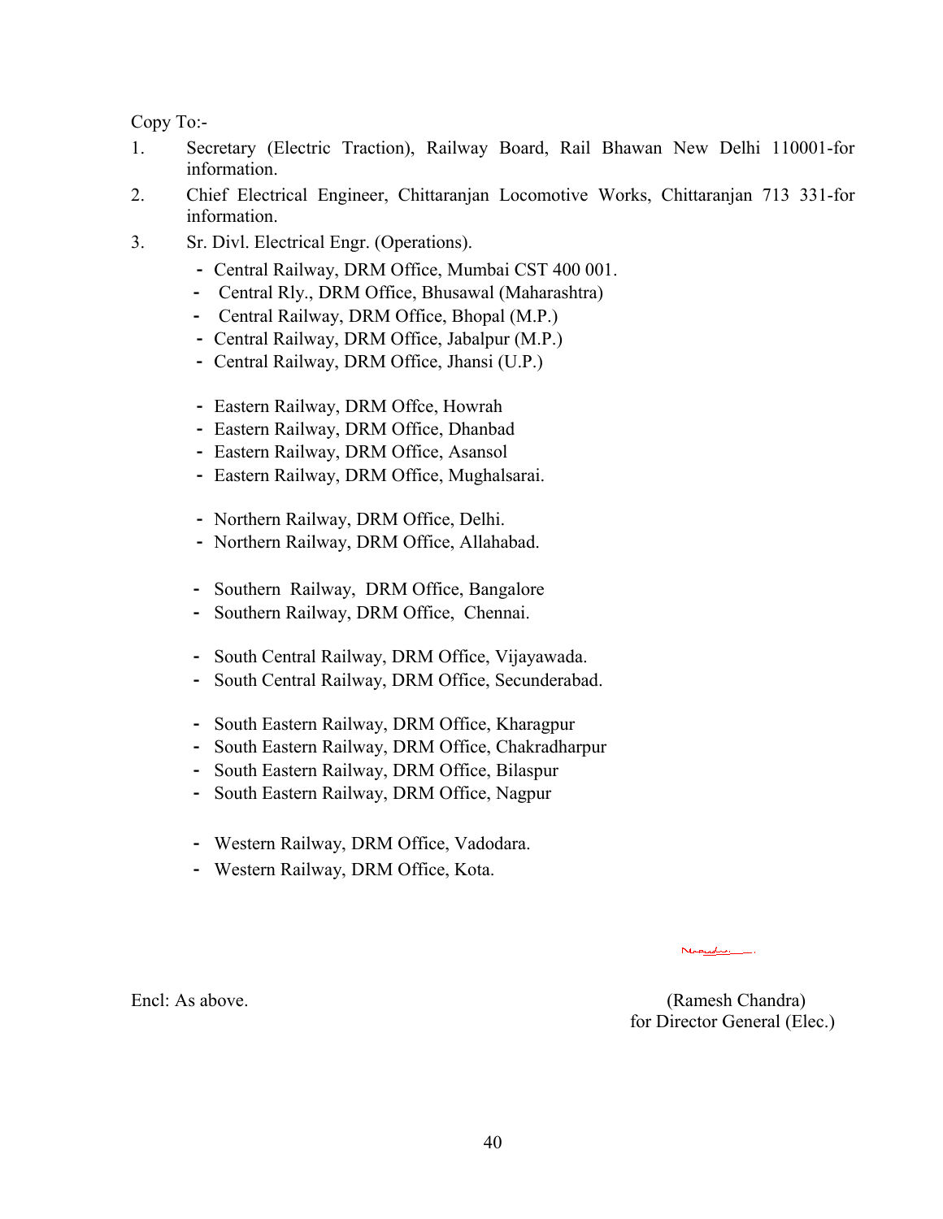Copy To:-

1. Secretary (Electric Traction), Railway Board, Rail Bhawan New Delhi 110001-for information.
2. Chief Electrical Engineer, Chittaranjan Locomotive Works, Chittaranjan 713 331-for information.
3. Sr. Divl. Electrical Engr. (Operations).
   - Central Railway, DRM Office, Mumbai CST 400 001.
   - Central Rly., DRM Office, Bhusawal (Maharashtra)
   - Central Railway, DRM Office, Bhopal (M.P.)
   - Central Railway, DRM Office, Jabalpur (M.P.)
   - Central Railway, DRM Office, Jhansi (U.P.)

   - Eastern Railway, DRM Offce, Howrah
   - Eastern Railway, DRM Office, Dhanbad
   - Eastern Railway, DRM Office, Asansol
   - Eastern Railway, DRM Office, Mughalsarai.

   - Northern Railway, DRM Office, Delhi.
   - Northern Railway, DRM Office, Allahabad.

   - Southern Railway, DRM Office, Bangalore
   - Southern Railway, DRM Office, Chennai.

   - South Central Railway, DRM Office, Vijayawada.
   - South Central Railway, DRM Office, Secunderabad.

   - South Eastern Railway, DRM Office, Kharagpur
   - South Eastern Railway, DRM Office, Chakradharpur
   - South Eastern Railway, DRM Office, Bilaspur
   - South Eastern Railway, DRM Office, Nagpur

   - Western Railway, DRM Office, Vadodara.
   - Western Railway, DRM Office, Kota.

Encl: As above.

(Ramesh Chandra)
for Director General (Elec.)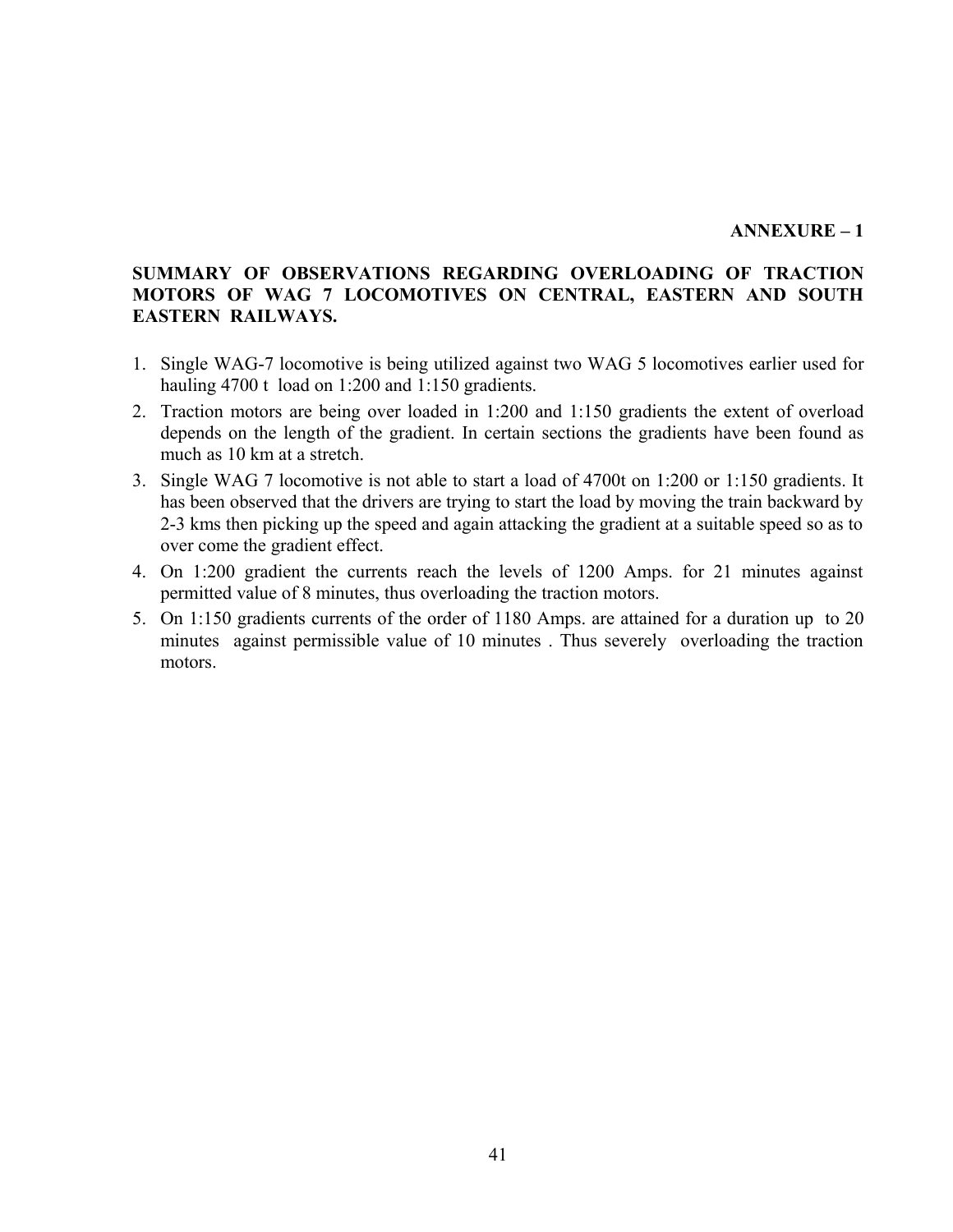**ANNEXURE – 1**

## SUMMARY OF OBSERVATIONS REGARDING OVERLOADING OF TRACTION MOTORS OF WAG 7 LOCOMOTIVES ON CENTRAL, EASTERN AND SOUTH EASTERN RAILWAYS.

1. Single WAG-7 locomotive is being utilized against two WAG 5 locomotives earlier used for hauling 4700 t load on 1:200 and 1:150 gradients.
2. Traction motors are being over loaded in 1:200 and 1:150 gradients the extent of overload depends on the length of the gradient. In certain sections the gradients have been found as much as 10 km at a stretch.
3. Single WAG 7 locomotive is not able to start a load of 4700t on 1:200 or 1:150 gradients. It has been observed that the drivers are trying to start the load by moving the train backward by 2-3 kms then picking up the speed and again attacking the gradient at a suitable speed so as to over come the gradient effect.
4. On 1:200 gradient the currents reach the levels of 1200 Amps. for 21 minutes against permitted value of 8 minutes, thus overloading the traction motors.
5. On 1:150 gradients currents of the order of 1180 Amps. are attained for a duration up to 20 minutes against permissible value of 10 minutes . Thus severely overloading the traction motors.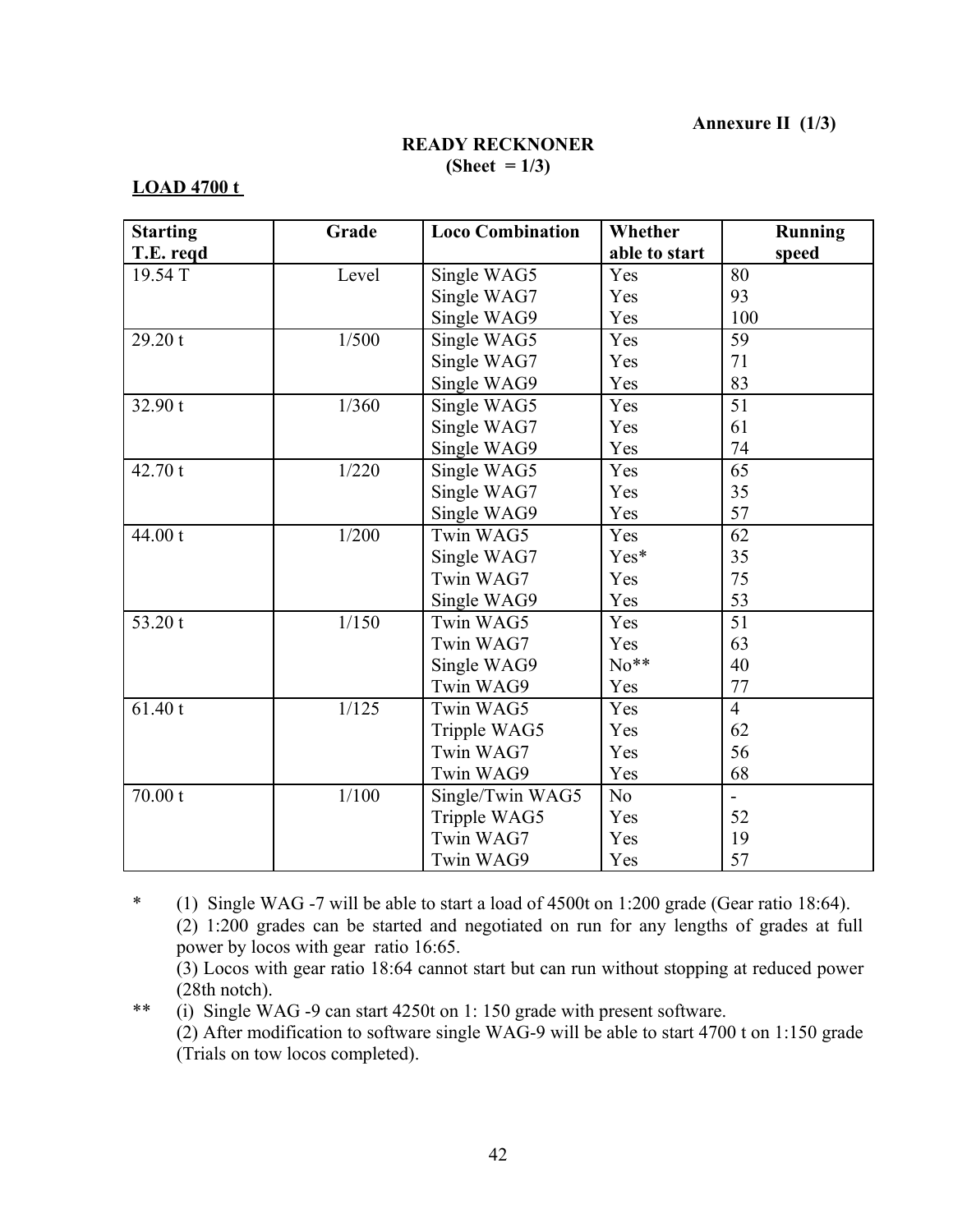**Annexure II (1/3)**

**READY RECKNONER**
**(Sheet = 1/3)**

**LOAD 4700 t**

| Starting T.E. reqd | Grade | Loco Combination | Whether able to start | Running speed |
|---|---|---|---|---|
| 19.54 T | Level | Single WAG5 | Yes | 80 |
| | | Single WAG7 | Yes | 93 |
| | | Single WAG9 | Yes | 100 |
| 29.20 t | 1/500 | Single WAG5 | Yes | 59 |
| | | Single WAG7 | Yes | 71 |
| | | Single WAG9 | Yes | 83 |
| 32.90 t | 1/360 | Single WAG5 | Yes | 51 |
| | | Single WAG7 | Yes | 61 |
| | | Single WAG9 | Yes | 74 |
| 42.70 t | 1/220 | Single WAG5 | Yes | 65 |
| | | Single WAG7 | Yes | 35 |
| | | Single WAG9 | Yes | 57 |
| 44.00 t | 1/200 | Twin WAG5 | Yes | 62 |
| | | Single WAG7 | Yes* | 35 |
| | | Twin WAG7 | Yes | 75 |
| | | Single WAG9 | Yes | 53 |
| 53.20 t | 1/150 | Twin WAG5 | Yes | 51 |
| | | Twin WAG7 | Yes | 63 |
| | | Single WAG9 | No** | 40 |
| | | Twin WAG9 | Yes | 77 |
| 61.40 t | 1/125 | Twin WAG5 | Yes | 4 |
| | | Tripple WAG5 | Yes | 62 |
| | | Twin WAG7 | Yes | 56 |
| | | Twin WAG9 | Yes | 68 |
| 70.00 t | 1/100 | Single/Twin WAG5 | No | - |
| | | Tripple WAG5 | Yes | 52 |
| | | Twin WAG7 | Yes | 19 |
| | | Twin WAG9 | Yes | 57 |

\* (1) Single WAG -7 will be able to start a load of 4500t on 1:200 grade (Gear ratio 18:64).
(2) 1:200 grades can be started and negotiated on run for any lengths of grades at full power by locos with gear ratio 16:65.
(3) Locos with gear ratio 18:64 cannot start but can run without stopping at reduced power (28th notch).

\** (i) Single WAG -9 can start 4250t on 1: 150 grade with present software.
(2) After modification to software single WAG-9 will be able to start 4700 t on 1:150 grade (Trials on tow locos completed).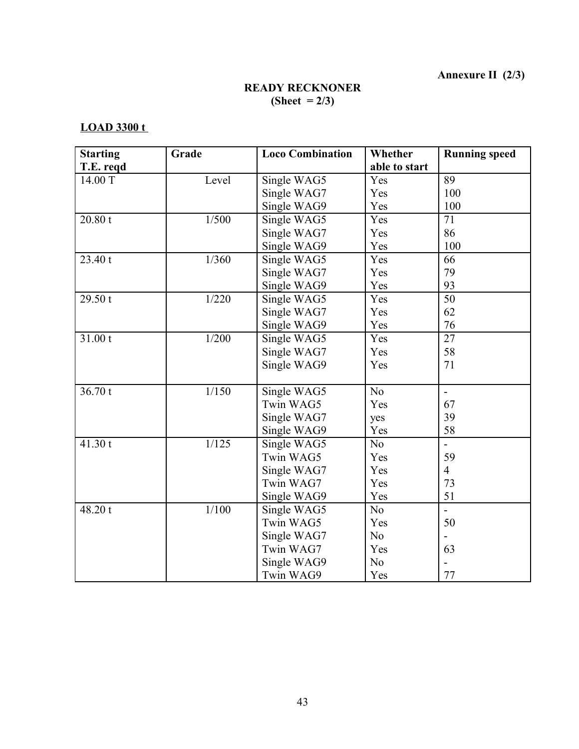**Annexure II (2/3)**

**READY RECKNONER**
**(Sheet = 2/3)**

**LOAD 3300 t**

| Starting T.E. reqd | Grade | Loco Combination | Whether able to start | Running speed |
|---|---|---|---|---|
| 14.00 T | Level | Single WAG5 | Yes | 89 |
| | | Single WAG7 | Yes | 100 |
| | | Single WAG9 | Yes | 100 |
| 20.80 t | 1/500 | Single WAG5 | Yes | 71 |
| | | Single WAG7 | Yes | 86 |
| | | Single WAG9 | Yes | 100 |
| 23.40 t | 1/360 | Single WAG5 | Yes | 66 |
| | | Single WAG7 | Yes | 79 |
| | | Single WAG9 | Yes | 93 |
| 29.50 t | 1/220 | Single WAG5 | Yes | 50 |
| | | Single WAG7 | Yes | 62 |
| | | Single WAG9 | Yes | 76 |
| 31.00 t | 1/200 | Single WAG5 | Yes | 27 |
| | | Single WAG7 | Yes | 58 |
| | | Single WAG9 | Yes | 71 |
| 36.70 t | 1/150 | Single WAG5 | No | - |
| | | Twin WAG5 | Yes | 67 |
| | | Single WAG7 | yes | 39 |
| | | Single WAG9 | Yes | 58 |
| 41.30 t | 1/125 | Single WAG5 | No | - |
| | | Twin WAG5 | Yes | 59 |
| | | Single WAG7 | Yes | 4 |
| | | Twin WAG7 | Yes | 73 |
| | | Single WAG9 | Yes | 51 |
| 48.20 t | 1/100 | Single WAG5 | No | - |
| | | Twin WAG5 | Yes | 50 |
| | | Single WAG7 | No | - |
| | | Twin WAG7 | Yes | 63 |
| | | Single WAG9 | No | - |
| | | Twin WAG9 | Yes | 77 |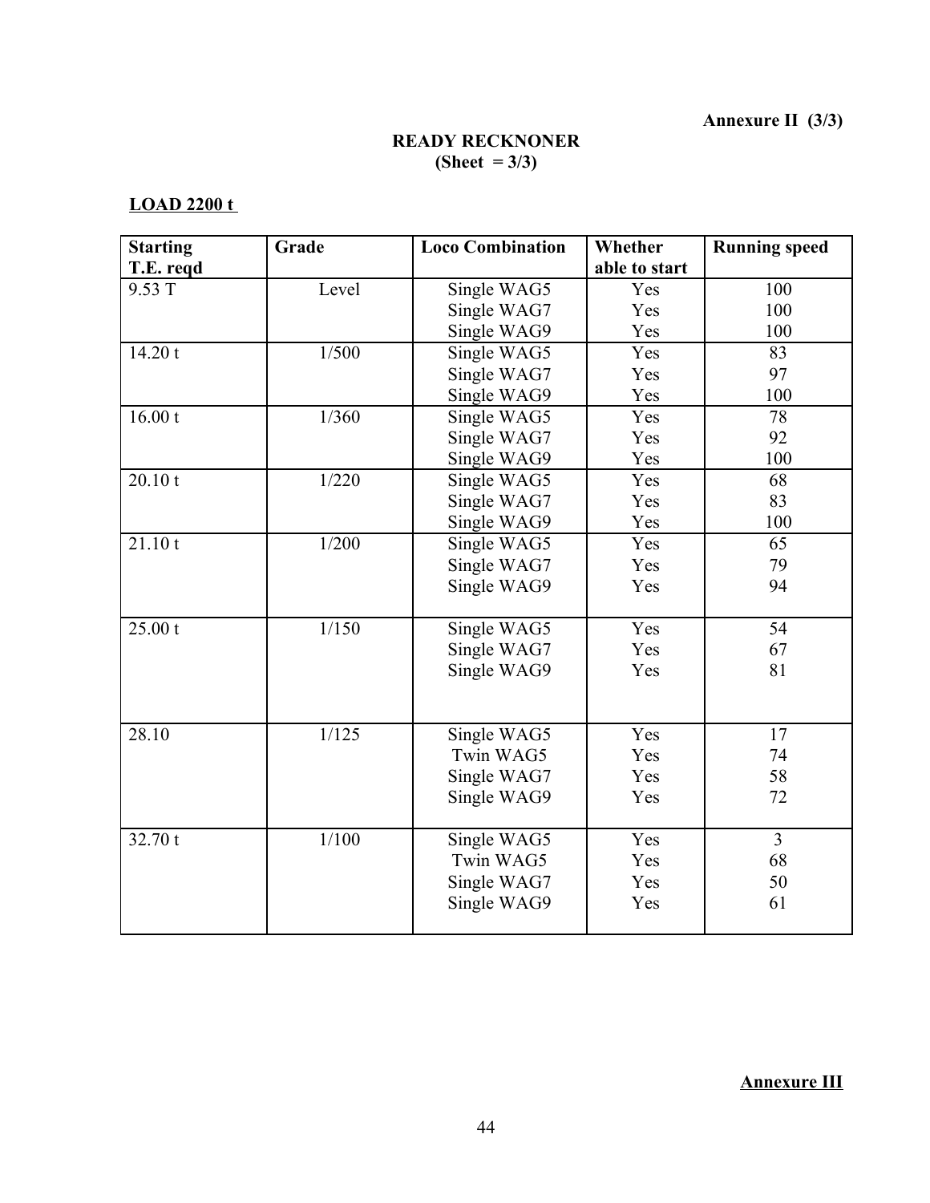**Annexure II (3/3)**

**READY RECKNONER**
**(Sheet = 3/3)**

**LOAD 2200 t**

| Starting T.E. reqd | Grade | Loco Combination | Whether able to start | Running speed |
|---|---|---|---|---|
| 9.53 T | Level | Single WAG5<br>Single WAG7<br>Single WAG9 | Yes<br>Yes<br>Yes | 100<br>100<br>100 |
| 14.20 t | 1/500 | Single WAG5<br>Single WAG7<br>Single WAG9 | Yes<br>Yes<br>Yes | 83<br>97<br>100 |
| 16.00 t | 1/360 | Single WAG5<br>Single WAG7<br>Single WAG9 | Yes<br>Yes<br>Yes | 78<br>92<br>100 |
| 20.10 t | 1/220 | Single WAG5<br>Single WAG7<br>Single WAG9 | Yes<br>Yes<br>Yes | 68<br>83<br>100 |
| 21.10 t | 1/200 | Single WAG5<br>Single WAG7<br>Single WAG9 | Yes<br>Yes<br>Yes | 65<br>79<br>94 |
| 25.00 t | 1/150 | Single WAG5<br>Single WAG7<br>Single WAG9 | Yes<br>Yes<br>Yes | 54<br>67<br>81 |
| 28.10 | 1/125 | Single WAG5<br>Twin WAG5<br>Single WAG7<br>Single WAG9 | Yes<br>Yes<br>Yes<br>Yes | 17<br>74<br>58<br>72 |
| 32.70 t | 1/100 | Single WAG5<br>Twin WAG5<br>Single WAG7<br>Single WAG9 | Yes<br>Yes<br>Yes<br>Yes | 3<br>68<br>50<br>61 |

**Annexure III**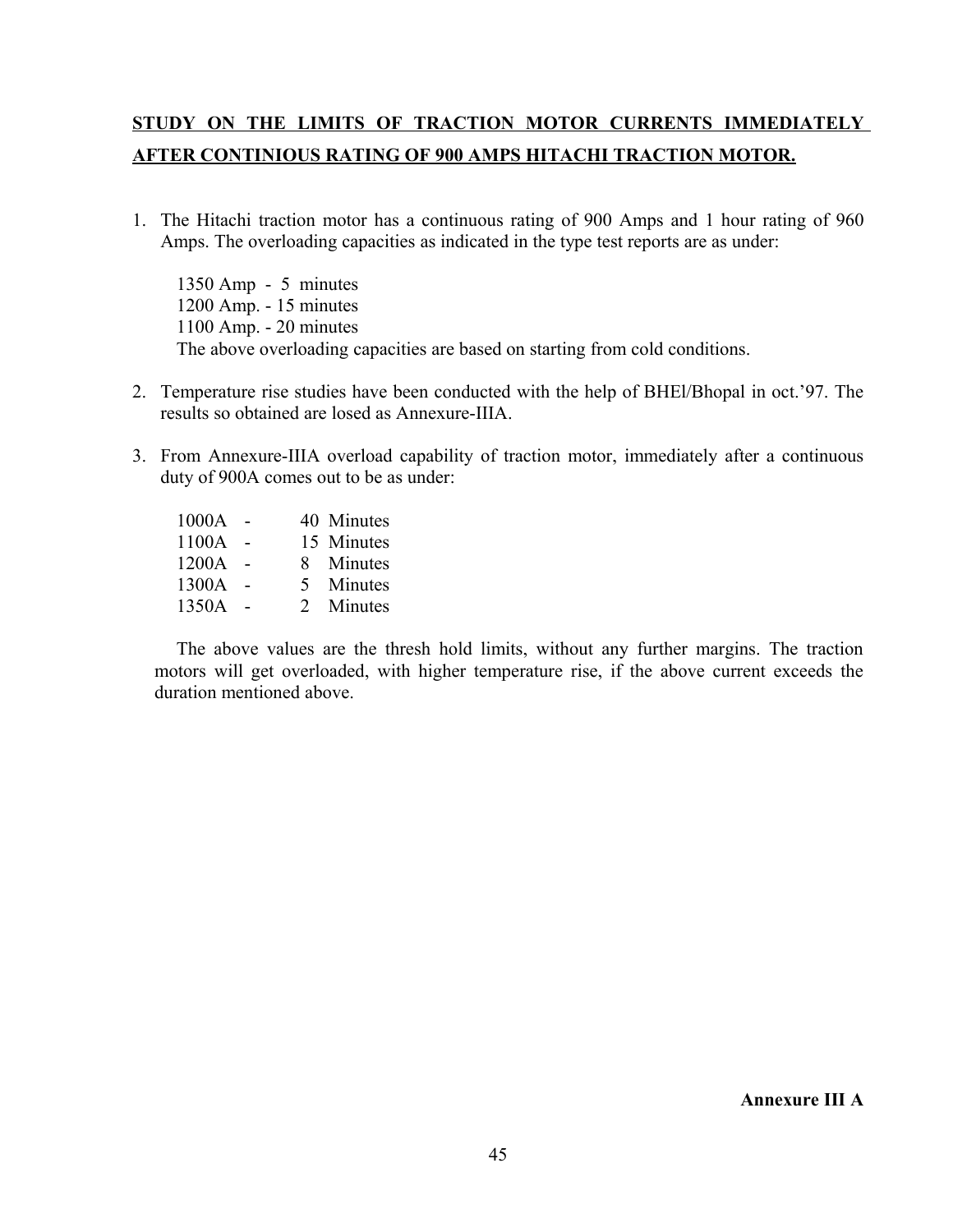# STUDY ON THE LIMITS OF TRACTION MOTOR CURRENTS IMMEDIATELY AFTER CONTINIOUS RATING OF 900 AMPS HITACHI TRACTION MOTOR.

1. The Hitachi traction motor has a continuous rating of 900 Amps and 1 hour rating of 960 Amps. The overloading capacities as indicated in the type test reports are as under:

   1350 Amp - 5 minutes
   1200 Amp. - 15 minutes
   1100 Amp. - 20 minutes
   The above overloading capacities are based on starting from cold conditions.

2. Temperature rise studies have been conducted with the help of BHEl/Bhopal in oct.'97. The results so obtained are losed as Annexure-IIIA.

3. From Annexure-IIIA overload capability of traction motor, immediately after a continuous duty of 900A comes out to be as under:

   1000A - 40 Minutes
   1100A - 15 Minutes
   1200A - 8 Minutes
   1300A - 5 Minutes
   1350A - 2 Minutes

   The above values are the thresh hold limits, without any further margins. The traction motors will get overloaded, with higher temperature rise, if the above current exceeds the duration mentioned above.

**Annexure III A**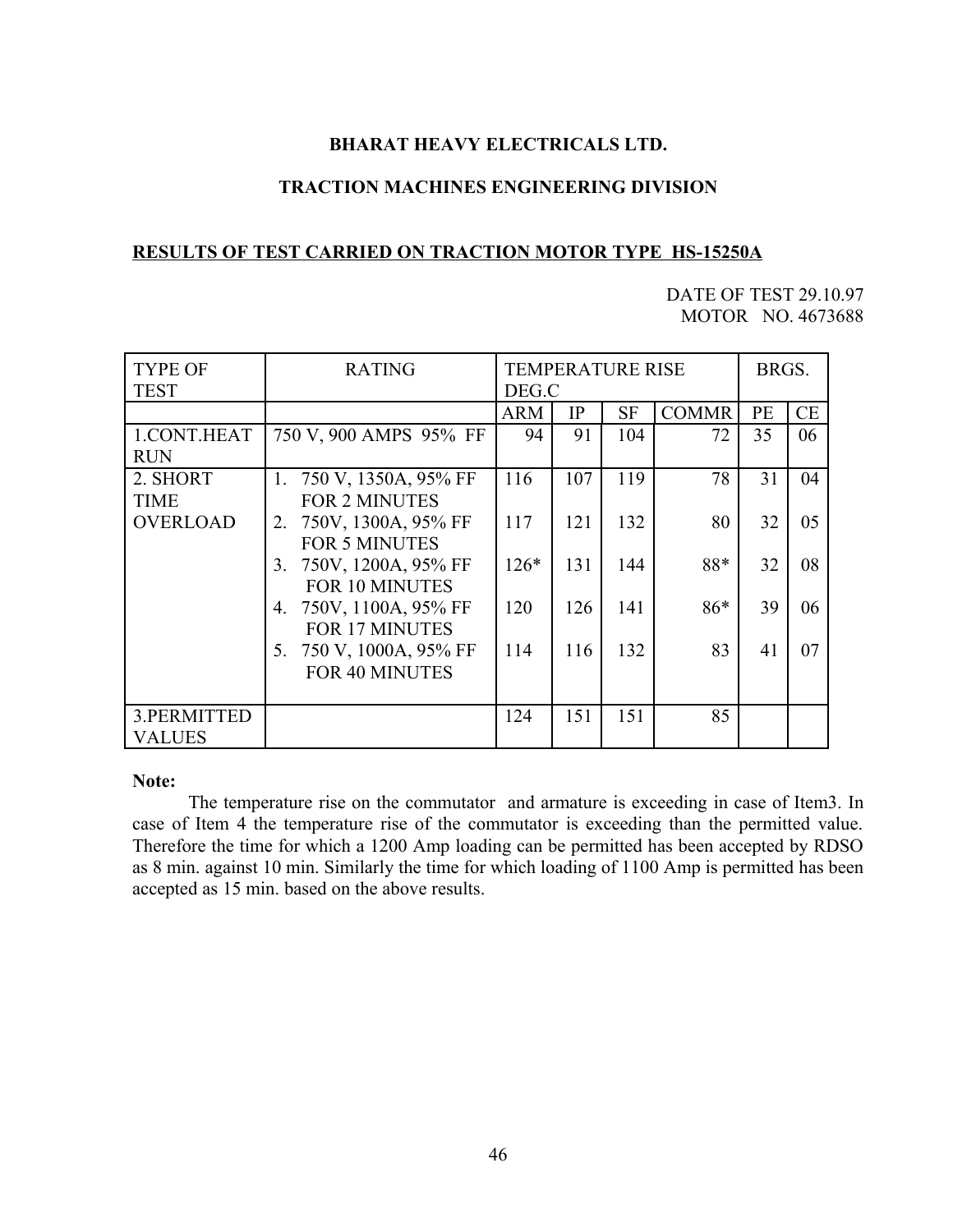**BHARAT HEAVY ELECTRICALS LTD.**

**TRACTION MACHINES ENGINEERING DIVISION**

**RESULTS OF TEST CARRIED ON TRACTION MOTOR TYPE HS-15250A**

DATE OF TEST 29.10.97
MOTOR NO. 4673688

| TYPE OF TEST | RATING | TEMPERATURE RISE DEG.C | | | | BRGS. | |
|---|---|---|---|---|---|---|---|
| | | ARM | IP | SF | COMMR | PE | CE |
| 1.CONT.HEAT RUN | 750 V, 900 AMPS 95% FF | 94 | 91 | 104 | 72 | 35 | 06 |
| 2. SHORT TIME OVERLOAD | 1. 750 V, 1350A, 95% FF FOR 2 MINUTES | 116 | 107 | 119 | 78 | 31 | 04 |
| | 2. 750V, 1300A, 95% FF FOR 5 MINUTES | 117 | 121 | 132 | 80 | 32 | 05 |
| | 3. 750V, 1200A, 95% FF FOR 10 MINUTES | 126* | 131 | 144 | 88* | 32 | 08 |
| | 4. 750V, 1100A, 95% FF FOR 17 MINUTES | 120 | 126 | 141 | 86* | 39 | 06 |
| | 5. 750 V, 1000A, 95% FF FOR 40 MINUTES | 114 | 116 | 132 | 83 | 41 | 07 |
| 3.PERMITTED VALUES | | 124 | 151 | 151 | 85 | | |

**Note:**

The temperature rise on the commutator and armature is exceeding in case of Item3. In case of Item 4 the temperature rise of the commutator is exceeding than the permitted value. Therefore the time for which a 1200 Amp loading can be permitted has been accepted by RDSO as 8 min. against 10 min. Similarly the time for which loading of 1100 Amp is permitted has been accepted as 15 min. based on the above results.